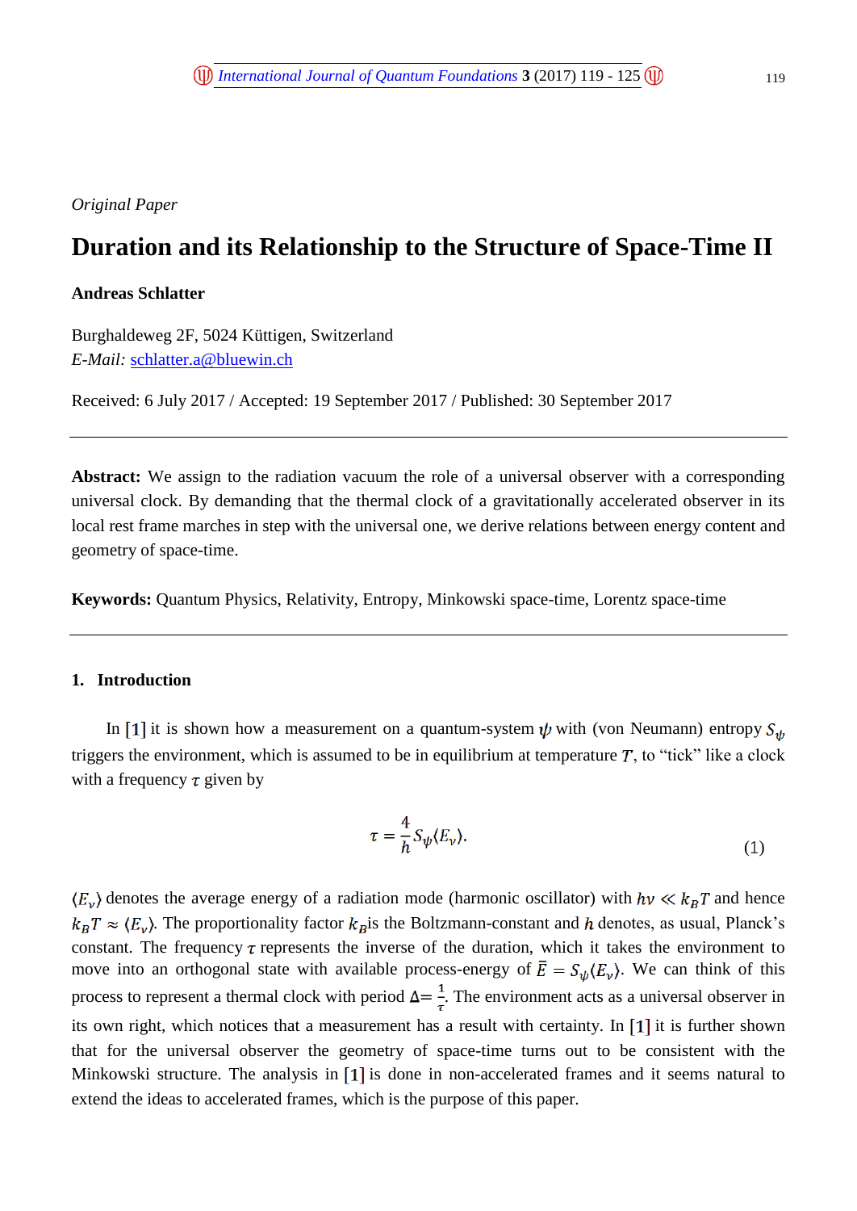*Original Paper*

# Duration and its Relationship to the Structure of Space-Time II

**Andreas Schlatter**

Burghaldeweg 2F, 5024 Küttigen, Switzerland
*E-Mail:* schlatter.a@bluewin.ch

Received: 6 July 2017 / Accepted: 19 September 2017 / Published: 30 September 2017

---

**Abstract:** We assign to the radiation vacuum the role of a universal observer with a corresponding universal clock. By demanding that the thermal clock of a gravitationally accelerated observer in its local rest frame marches in step with the universal one, we derive relations between energy content and geometry of space-time.

**Keywords:** Quantum Physics, Relativity, Entropy, Minkowski space-time, Lorentz space-time

---

## 1. Introduction

In [1] it is shown how a measurement on a quantum-system $\psi$ with (von Neumann) entropy $S_\psi$ triggers the environment, which is assumed to be in equilibrium at temperature $T$, to "tick" like a clock with a frequency $\tau$ given by

$$\tau = \frac{4}{h} S_\psi \langle E_\nu \rangle. \tag{1}$$

$\langle E_\nu \rangle$ denotes the average energy of a radiation mode (harmonic oscillator) with $h\nu \ll k_B T$ and hence $k_B T \approx \langle E_\nu \rangle$. The proportionality factor $k_B$ is the Boltzmann-constant and $h$ denotes, as usual, Planck's constant. The frequency $\tau$ represents the inverse of the duration, which it takes the environment to move into an orthogonal state with available process-energy of $\bar{E} = S_\psi \langle E_\nu \rangle$. We can think of this process to represent a thermal clock with period $\Delta = \frac{1}{\tau}$. The environment acts as a universal observer in its own right, which notices that a measurement has a result with certainty. In [1] it is further shown that for the universal observer the geometry of space-time turns out to be consistent with the Minkowski structure. The analysis in [1] is done in non-accelerated frames and it seems natural to extend the ideas to accelerated frames, which is the purpose of this paper.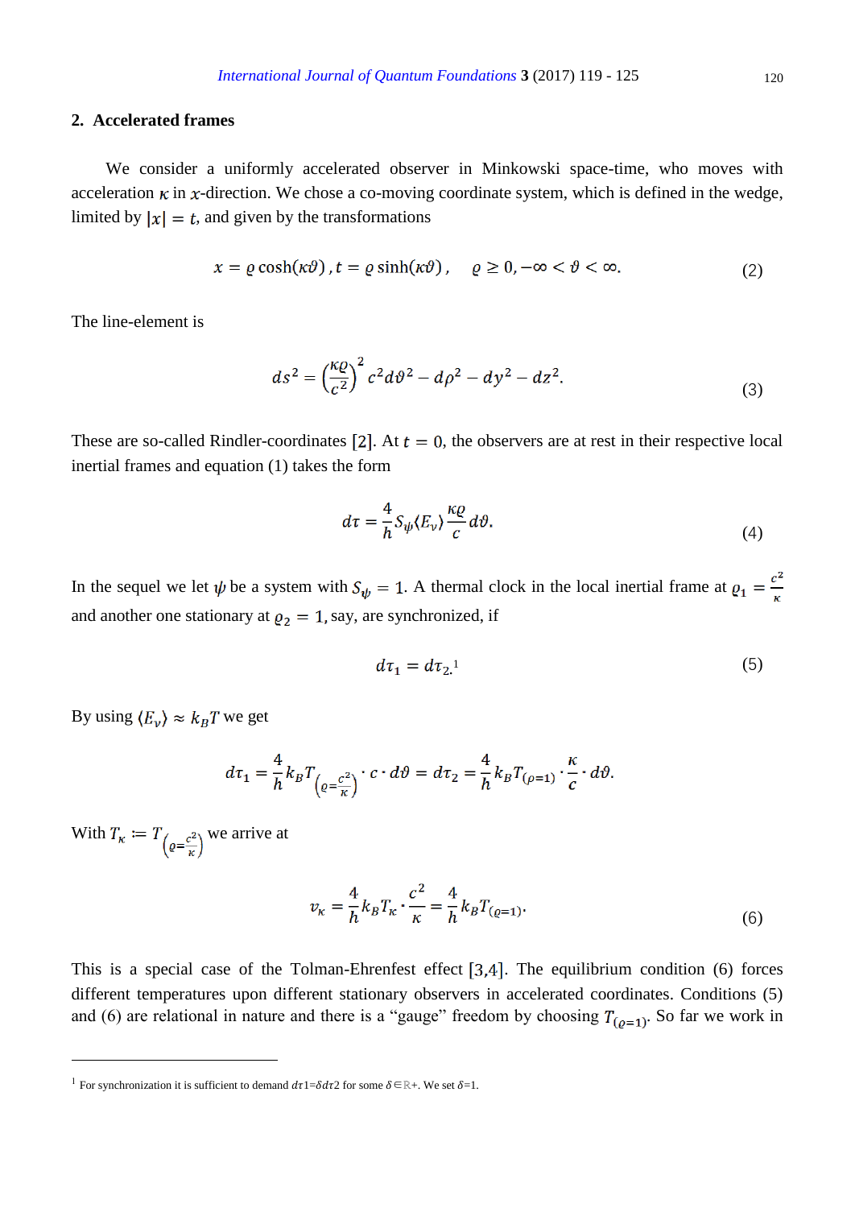## 2. Accelerated frames

We consider a uniformly accelerated observer in Minkowski space-time, who moves with acceleration $\kappa$ in $x$-direction. We chose a co-moving coordinate system, which is defined in the wedge, limited by $|x| = t$, and given by the transformations

$$x = \varrho\cosh(\kappa\vartheta)\,, t = \varrho\sinh(\kappa\vartheta)\,, \quad \varrho \geq 0, -\infty < \vartheta < \infty. \tag{2}$$

The line-element is

$$ds^2 = \left(\frac{\kappa\varrho}{c^2}\right)^2 c^2 d\vartheta^2 - d\rho^2 - dy^2 - dz^2. \tag{3}$$

These are so-called Rindler-coordinates [2]. At $t = 0$, the observers are at rest in their respective local inertial frames and equation (1) takes the form

$$d\tau = \frac{4}{h} S_\psi \langle E_\nu \rangle \frac{\kappa\varrho}{c} d\vartheta. \tag{4}$$

In the sequel we let $\psi$ be a system with $S_\psi = 1$. A thermal clock in the local inertial frame at $\varrho_1 = \frac{c^2}{\kappa}$ and another one stationary at $\varrho_2 = 1$, say, are synchronized, if

$$d\tau_1 = d\tau_2.[1] \tag{5}$$

By using $\langle E_\nu \rangle \approx k_B T$ we get

$$d\tau_1 = \frac{4}{h} k_B T_{\left(\varrho=\frac{c^2}{\kappa}\right)} \cdot c \cdot d\vartheta = d\tau_2 = \frac{4}{h} k_B T_{(\rho=1)} \cdot \frac{\kappa}{c} \cdot d\vartheta.$$

With $T_\kappa := T_{\left(\varrho=\frac{c^2}{\kappa}\right)}$ we arrive at

$$\nu_\kappa = \frac{4}{h} k_B T_\kappa \cdot \frac{c^2}{\kappa} = \frac{4}{h} k_B T_{(\varrho=1)}. \tag{6}$$

This is a special case of the Tolman-Ehrenfest effect [3,4]. The equilibrium condition (6) forces different temperatures upon different stationary observers in accelerated coordinates. Conditions (5) and (6) are relational in nature and there is a "gauge" freedom by choosing $T_{(\varrho=1)}$. So far we work in

---

[1] For synchronization it is sufficient to demand $d\tau 1 = \delta d\tau 2$ for some $\delta \in \mathbb{R}+$. We set $\delta=1$.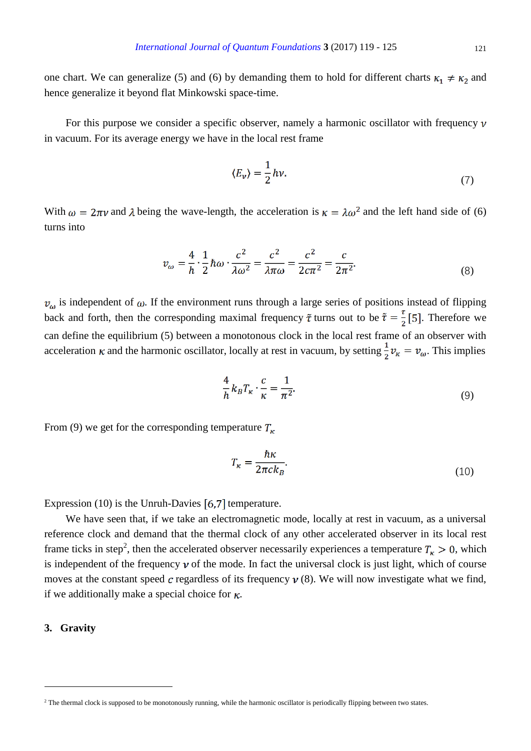one chart. We can generalize (5) and (6) by demanding them to hold for different charts $\kappa_1 \neq \kappa_2$ and hence generalize it beyond flat Minkowski space-time.

For this purpose we consider a specific observer, namely a harmonic oscillator with frequency $\nu$ in vacuum. For its average energy we have in the local rest frame

$$\langle E_\nu \rangle = \frac{1}{2} h\nu. \tag{7}$$

With $\omega = 2\pi\nu$ and $\lambda$ being the wave-length, the acceleration is $\kappa = \lambda\omega^2$ and the left hand side of (6) turns into

$$v_\omega = \frac{4}{h} \cdot \frac{1}{2} \hbar\omega \cdot \frac{c^2}{\lambda\omega^2} = \frac{c^2}{\lambda\pi\omega} = \frac{c^2}{2c\pi^2} = \frac{c}{2\pi^2}. \tag{8}$$

$v_\omega$ is independent of $\omega$. If the environment runs through a large series of positions instead of flipping back and forth, then the corresponding maximal frequency $\tilde{\tau}$ turns out to be $\tilde{\tau} = \frac{\tau}{2}$ [5]. Therefore we can define the equilibrium (5) between a monotonous clock in the local rest frame of an observer with acceleration $\kappa$ and the harmonic oscillator, locally at rest in vacuum, by setting $\frac{1}{2} v_\kappa = v_\omega$. This implies

$$\frac{4}{h} k_B T_\kappa \cdot \frac{c}{\kappa} = \frac{1}{\pi^2}. \tag{9}$$

From (9) we get for the corresponding temperature $T_\kappa$

$$T_\kappa = \frac{\hbar\kappa}{2\pi c k_B}. \tag{10}$$

Expression (10) is the Unruh-Davies [6,7] temperature.

We have seen that, if we take an electromagnetic mode, locally at rest in vacuum, as a universal reference clock and demand that the thermal clock of any other accelerated observer in its local rest frame ticks in step[2], then the accelerated observer necessarily experiences a temperature $T_\kappa > 0$, which is independent of the frequency $\nu$ of the mode. In fact the universal clock is just light, which of course moves at the constant speed $c$ regardless of its frequency $\nu$ (8). We will now investigate what we find, if we additionally make a special choice for $\kappa$.

## 3. Gravity

---

[2] The thermal clock is supposed to be monotonously running, while the harmonic oscillator is periodically flipping between two states.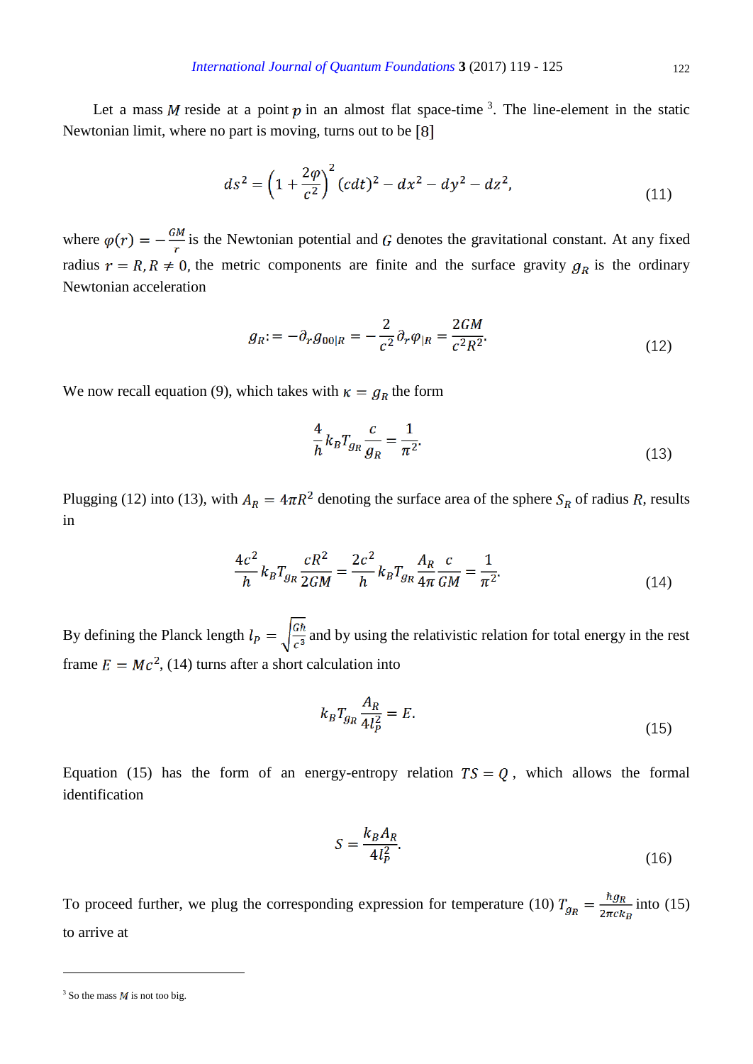Let a mass $M$ reside at a point $p$ in an almost flat space-time [3]. The line-element in the static Newtonian limit, where no part is moving, turns out to be [8]

$$ds^2 = \left(1 + \frac{2\varphi}{c^2}\right)^2 (cdt)^2 - dx^2 - dy^2 - dz^2, \tag{11}$$

where $\varphi(r) = -\frac{GM}{r}$ is the Newtonian potential and $G$ denotes the gravitational constant. At any fixed radius $r = R, R \neq 0$, the metric components are finite and the surface gravity $g_R$ is the ordinary Newtonian acceleration

$$g_R := -\partial_r g_{00|R} = -\frac{2}{c^2}\partial_r \varphi_{|R} = \frac{2GM}{c^2 R^2}. \tag{12}$$

We now recall equation (9), which takes with $\kappa = g_R$ the form

$$\frac{4}{h} k_B T_{g_R} \frac{c}{g_R} = \frac{1}{\pi^2}. \tag{13}$$

Plugging (12) into (13), with $A_R = 4\pi R^2$ denoting the surface area of the sphere $S_R$ of radius $R$, results in

$$\frac{4c^2}{h} k_B T_{g_R} \frac{cR^2}{2GM} = \frac{2c^2}{h} k_B T_{g_R} \frac{A_R}{4\pi} \frac{c}{GM} = \frac{1}{\pi^2}. \tag{14}$$

By defining the Planck length $l_P = \sqrt{\frac{Gh}{c^3}}$ and by using the relativistic relation for total energy in the rest frame $E = Mc^2$, (14) turns after a short calculation into

$$k_B T_{g_R} \frac{A_R}{4 l_P^2} = E. \tag{15}$$

Equation (15) has the form of an energy-entropy relation $TS = Q$, which allows the formal identification

$$S = \frac{k_B A_R}{4 l_P^2}. \tag{16}$$

To proceed further, we plug the corresponding expression for temperature (10) $T_{g_R} = \frac{\hbar g_R}{2\pi c k_B}$ into (15) to arrive at

---

[3] So the mass $M$ is not too big.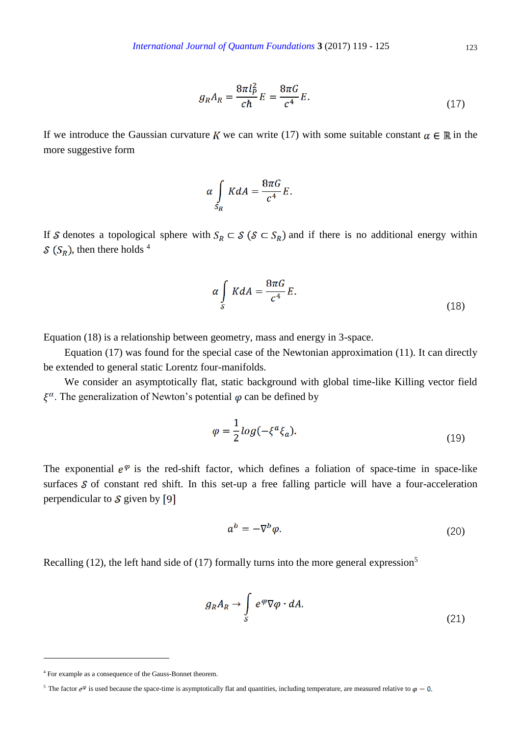$$g_R A_R = \frac{8\pi l_P^2}{c\hbar} E = \frac{8\pi G}{c^4} E. \tag{17}$$

If we introduce the Gaussian curvature $K$ we can write (17) with some suitable constant $\alpha \in \mathbb{R}$ in the more suggestive form

$$\alpha \int_{\mathcal{S}_R} K dA = \frac{8\pi G}{c^4} E.$$

If $\mathcal{S}$ denotes a topological sphere with $\mathcal{S}_R \subset \mathcal{S}$ ($\mathcal{S} \subset \mathcal{S}_R$) and if there is no additional energy within $\mathcal{S}$ ($\mathcal{S}_R$), then there holds [4]

$$\alpha \int_{\mathcal{S}} K dA = \frac{8\pi G}{c^4} E. \tag{18}$$

Equation (18) is a relationship between geometry, mass and energy in 3-space.

Equation (17) was found for the special case of the Newtonian approximation (11). It can directly be extended to general static Lorentz four-manifolds.

We consider an asymptotically flat, static background with global time-like Killing vector field $\xi^a$. The generalization of Newton's potential $\varphi$ can be defined by

$$\varphi = \frac{1}{2} log(-\xi^a \xi_a). \tag{19}$$

The exponential $e^{\varphi}$ is the red-shift factor, which defines a foliation of space-time in space-like surfaces $\mathcal{S}$ of constant red shift. In this set-up a free falling particle will have a four-acceleration perpendicular to $\mathcal{S}$ given by [9]

$$a^b = -\nabla^b \varphi. \tag{20}$$

Recalling (12), the left hand side of (17) formally turns into the more general expression[5]

$$g_R A_R \rightarrow \int_{\mathcal{S}} e^{\varphi} \nabla\varphi \cdot dA. \tag{21}$$

---

[4] For example as a consequence of the Gauss-Bonnet theorem.

[5] The factor $e^{\varphi}$ is used because the space-time is asymptotically flat and quantities, including temperature, are measured relative to $\varphi = 0$.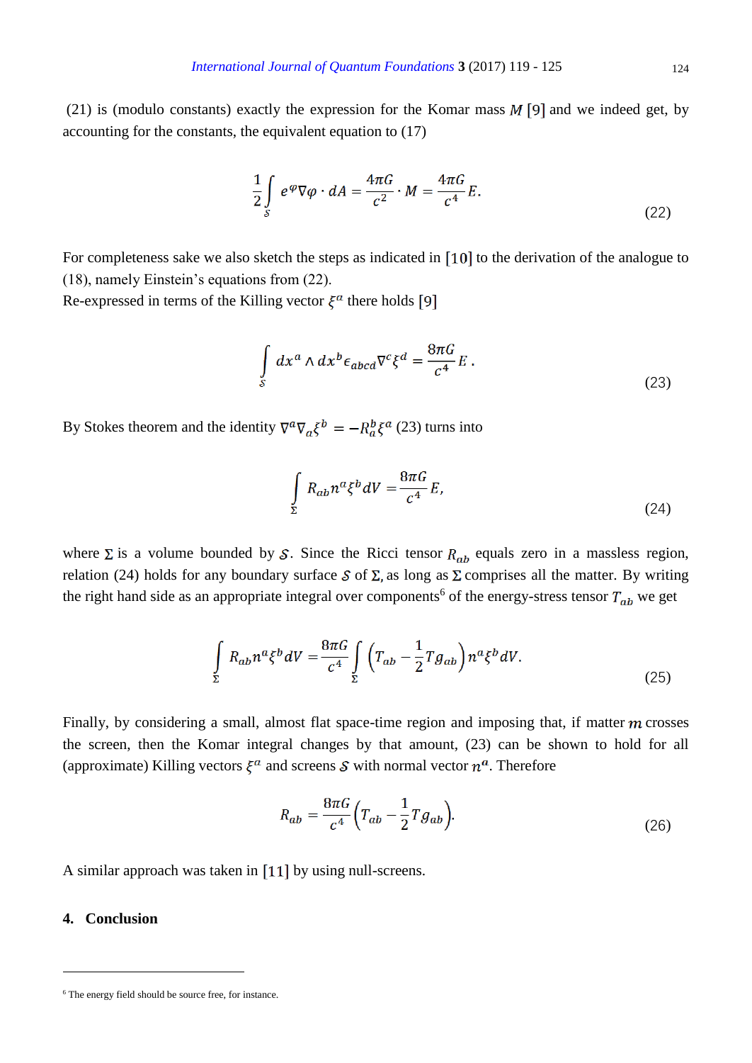(21) is (modulo constants) exactly the expression for the Komar mass $M$ [9] and we indeed get, by accounting for the constants, the equivalent equation to (17)

$$\frac{1}{2}\int_{\mathcal{S}} e^{\varphi}\nabla\varphi \cdot dA = \frac{4\pi G}{c^2} \cdot M = \frac{4\pi G}{c^4} E. \tag{22}$$

For completeness sake we also sketch the steps as indicated in [10] to the derivation of the analogue to (18), namely Einstein's equations from (22).
Re-expressed in terms of the Killing vector $\xi^a$ there holds [9]

$$\int_{\mathcal{S}} dx^a \wedge dx^b \epsilon_{abcd} \nabla^c \xi^d = \frac{8\pi G}{c^4} E\,. \tag{23}$$

By Stokes theorem and the identity $\nabla^a \nabla_a \xi^b = -R_a^b \xi^a$ (23) turns into

$$\int_{\Sigma} R_{ab} n^a \xi^b dV = \frac{8\pi G}{c^4} E, \tag{24}$$

where $\Sigma$ is a volume bounded by $\mathcal{S}$. Since the Ricci tensor $R_{ab}$ equals zero in a massless region, relation (24) holds for any boundary surface $\mathcal{S}$ of $\Sigma$, as long as $\Sigma$ comprises all the matter. By writing the right hand side as an appropriate integral over components[6] of the energy-stress tensor $T_{ab}$ we get

$$\int_{\Sigma} R_{ab} n^a \xi^b dV = \frac{8\pi G}{c^4} \int_{\Sigma} \left(T_{ab} - \frac{1}{2} T g_{ab}\right) n^a \xi^b dV. \tag{25}$$

Finally, by considering a small, almost flat space-time region and imposing that, if matter $m$ crosses the screen, then the Komar integral changes by that amount, (23) can be shown to hold for all (approximate) Killing vectors $\xi^a$ and screens $\mathcal{S}$ with normal vector $n^a$. Therefore

$$R_{ab} = \frac{8\pi G}{c^4} \left(T_{ab} - \frac{1}{2} T g_{ab}\right). \tag{26}$$

A similar approach was taken in [11] by using null-screens.

## 4. Conclusion

---

[6] The energy field should be source free, for instance.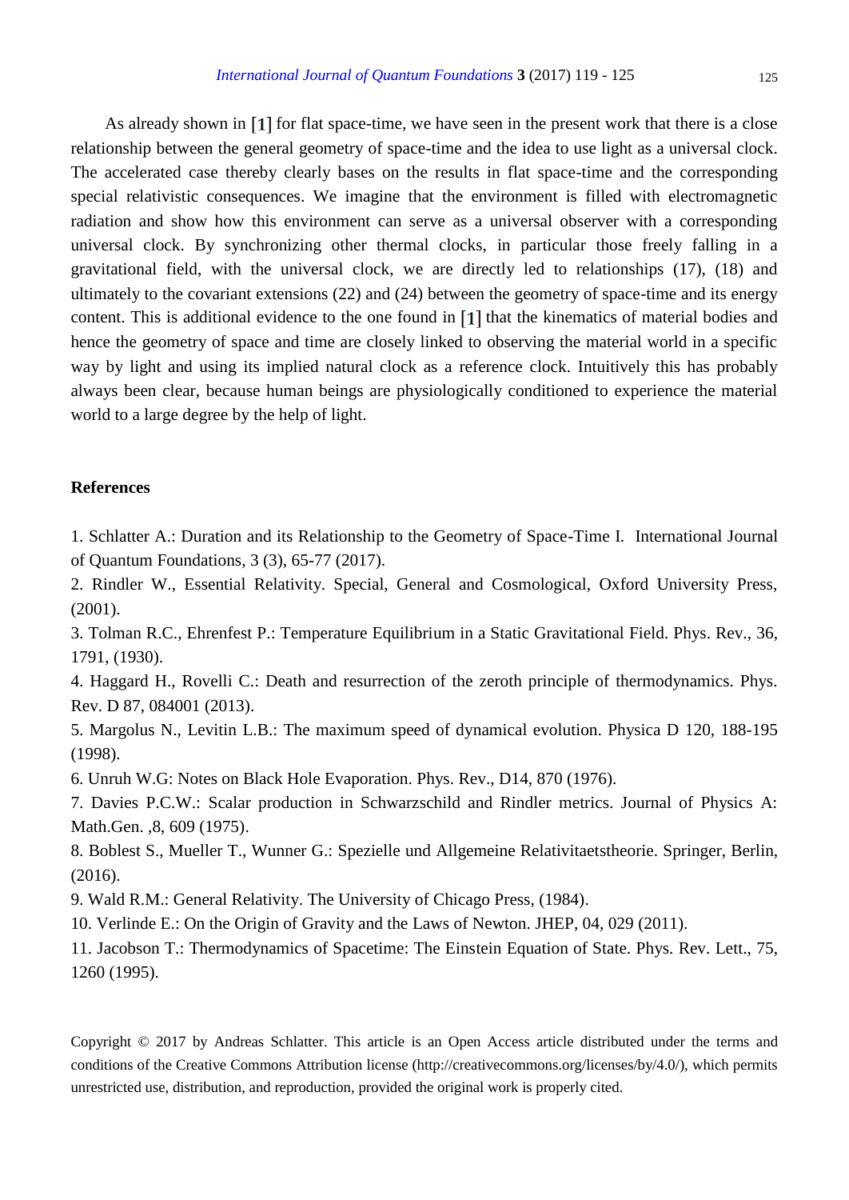As already shown in [1] for flat space-time, we have seen in the present work that there is a close relationship between the general geometry of space-time and the idea to use light as a universal clock. The accelerated case thereby clearly bases on the results in flat space-time and the corresponding special relativistic consequences. We imagine that the environment is filled with electromagnetic radiation and show how this environment can serve as a universal observer with a corresponding universal clock. By synchronizing other thermal clocks, in particular those freely falling in a gravitational field, with the universal clock, we are directly led to relationships (17), (18) and ultimately to the covariant extensions (22) and (24) between the geometry of space-time and its energy content. This is additional evidence to the one found in [1] that the kinematics of material bodies and hence the geometry of space and time are closely linked to observing the material world in a specific way by light and using its implied natural clock as a reference clock. Intuitively this has probably always been clear, because human beings are physiologically conditioned to experience the material world to a large degree by the help of light.

## References

1. Schlatter A.: Duration and its Relationship to the Geometry of Space-Time I. International Journal of Quantum Foundations, 3 (3), 65-77 (2017).
2. Rindler W., Essential Relativity. Special, General and Cosmological, Oxford University Press, (2001).
3. Tolman R.C., Ehrenfest P.: Temperature Equilibrium in a Static Gravitational Field. Phys. Rev., 36, 1791, (1930).
4. Haggard H., Rovelli C.: Death and resurrection of the zeroth principle of thermodynamics. Phys. Rev. D 87, 084001 (2013).
5. Margolus N., Levitin L.B.: The maximum speed of dynamical evolution. Physica D 120, 188-195 (1998).
6. Unruh W.G: Notes on Black Hole Evaporation. Phys. Rev., D14, 870 (1976).
7. Davies P.C.W.: Scalar production in Schwarzschild and Rindler metrics. Journal of Physics A: Math.Gen. ,8, 609 (1975).
8. Boblest S., Mueller T., Wunner G.: Spezielle und Allgemeine Relativitaetstheorie. Springer, Berlin, (2016).
9. Wald R.M.: General Relativity. The University of Chicago Press, (1984).
10. Verlinde E.: On the Origin of Gravity and the Laws of Newton. JHEP, 04, 029 (2011).
11. Jacobson T.: Thermodynamics of Spacetime: The Einstein Equation of State. Phys. Rev. Lett., 75, 1260 (1995).

Copyright © 2017 by Andreas Schlatter. This article is an Open Access article distributed under the terms and conditions of the Creative Commons Attribution license (http://creativecommons.org/licenses/by/4.0/), which permits unrestricted use, distribution, and reproduction, provided the original work is properly cited.